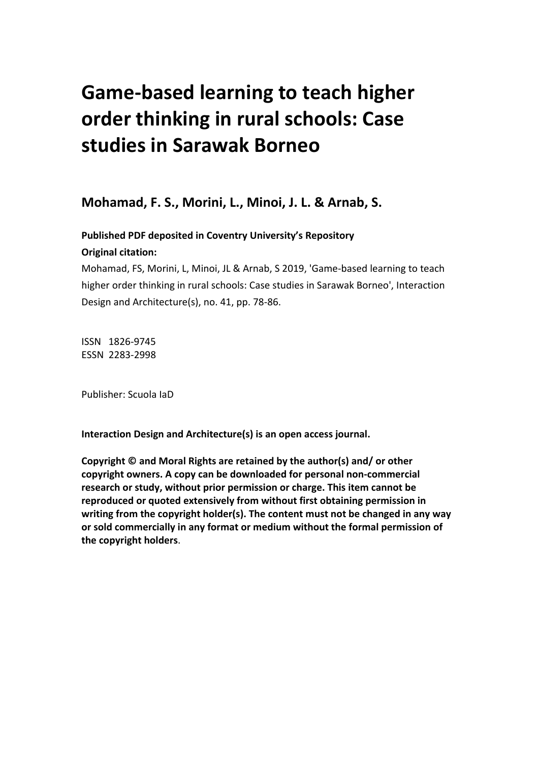# Game-based learning to teach higher order thinking in rural schools: Case studies in Sarawak Borneo

## Mohamad, F. S., Morini, L., Minoi, J. L. & Arnab, S.

**Published PDF deposited in Coventry University's Repository**

**Original citation:**

Mohamad, FS, Morini, L, Minoi, JL & Arnab, S 2019, 'Game-based learning to teach higher order thinking in rural schools: Case studies in Sarawak Borneo', Interaction Design and Architecture(s), no. 41, pp. 78-86.

ISSN 1826-9745
ESSN 2283-2998

Publisher: Scuola IaD

**Interaction Design and Architecture(s) is an open access journal.**

**Copyright © and Moral Rights are retained by the author(s) and/ or other copyright owners. A copy can be downloaded for personal non-commercial research or study, without prior permission or charge. This item cannot be reproduced or quoted extensively from without first obtaining permission in writing from the copyright holder(s). The content must not be changed in any way or sold commercially in any format or medium without the formal permission of the copyright holders**.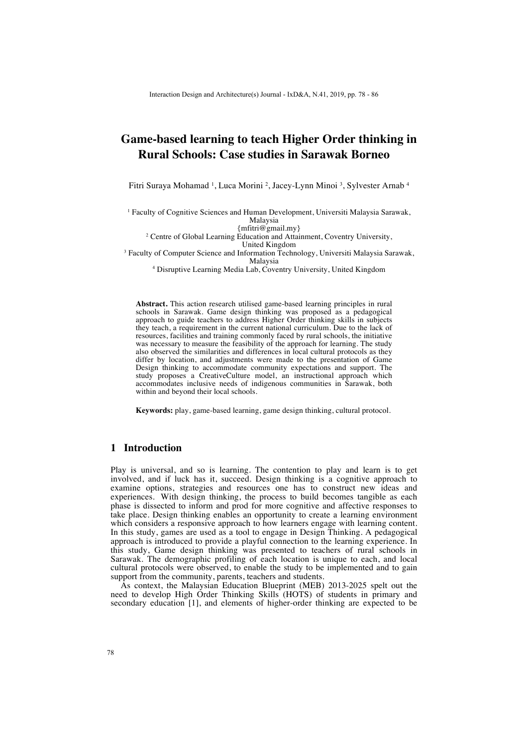# Game-based learning to teach Higher Order thinking in Rural Schools: Case studies in Sarawak Borneo

Fitri Suraya Mohamad [1], Luca Morini [2], Jacey-Lynn Minoi [3], Sylvester Arnab [4]

[1] Faculty of Cognitive Sciences and Human Development, Universiti Malaysia Sarawak, Malaysia
{mfitri@gmail.my}
[2] Centre of Global Learning Education and Attainment, Coventry University, United Kingdom
[3] Faculty of Computer Science and Information Technology, Universiti Malaysia Sarawak, Malaysia
[4] Disruptive Learning Media Lab, Coventry University, United Kingdom

**Abstract.** This action research utilised game-based learning principles in rural schools in Sarawak. Game design thinking was proposed as a pedagogical approach to guide teachers to address Higher Order thinking skills in subjects they teach, a requirement in the current national curriculum. Due to the lack of resources, facilities and training commonly faced by rural schools, the initiative was necessary to measure the feasibility of the approach for learning. The study also observed the similarities and differences in local cultural protocols as they differ by location, and adjustments were made to the presentation of Game Design thinking to accommodate community expectations and support. The study proposes a CreativeCulture model, an instructional approach which accommodates inclusive needs of indigenous communities in Sarawak, both within and beyond their local schools.

**Keywords:** play, game-based learning, game design thinking, cultural protocol.

## 1 Introduction

Play is universal, and so is learning. The contention to play and learn is to get involved, and if luck has it, succeed. Design thinking is a cognitive approach to examine options, strategies and resources one has to construct new ideas and experiences. With design thinking, the process to build becomes tangible as each phase is dissected to inform and prod for more cognitive and affective responses to take place. Design thinking enables an opportunity to create a learning environment which considers a responsive approach to how learners engage with learning content. In this study, games are used as a tool to engage in Design Thinking. A pedagogical approach is introduced to provide a playful connection to the learning experience. In this study, Game design thinking was presented to teachers of rural schools in Sarawak. The demographic profiling of each location is unique to each, and local cultural protocols were observed, to enable the study to be implemented and to gain support from the community, parents, teachers and students.

As context, the Malaysian Education Blueprint (MEB) 2013-2025 spelt out the need to develop High Order Thinking Skills (HOTS) of students in primary and secondary education [1], and elements of higher-order thinking are expected to be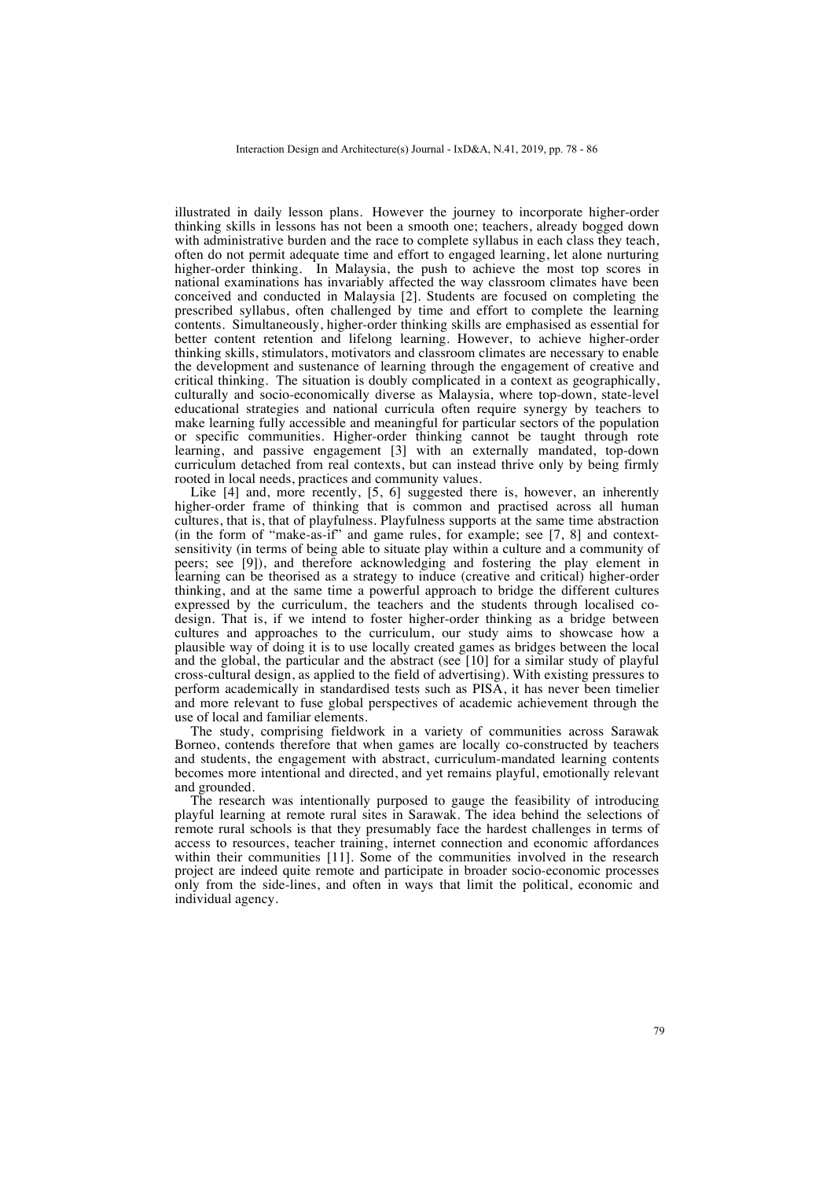illustrated in daily lesson plans. However the journey to incorporate higher-order thinking skills in lessons has not been a smooth one; teachers, already bogged down with administrative burden and the race to complete syllabus in each class they teach, often do not permit adequate time and effort to engaged learning, let alone nurturing higher-order thinking. In Malaysia, the push to achieve the most top scores in national examinations has invariably affected the way classroom climates have been conceived and conducted in Malaysia [2]. Students are focused on completing the prescribed syllabus, often challenged by time and effort to complete the learning contents. Simultaneously, higher-order thinking skills are emphasised as essential for better content retention and lifelong learning. However, to achieve higher-order thinking skills, stimulators, motivators and classroom climates are necessary to enable the development and sustenance of learning through the engagement of creative and critical thinking. The situation is doubly complicated in a context as geographically, culturally and socio-economically diverse as Malaysia, where top-down, state-level educational strategies and national curricula often require synergy by teachers to make learning fully accessible and meaningful for particular sectors of the population or specific communities. Higher-order thinking cannot be taught through rote learning, and passive engagement [3] with an externally mandated, top-down curriculum detached from real contexts, but can instead thrive only by being firmly rooted in local needs, practices and community values.

Like [4] and, more recently, [5, 6] suggested there is, however, an inherently higher-order frame of thinking that is common and practised across all human cultures, that is, that of playfulness. Playfulness supports at the same time abstraction (in the form of "make-as-if" and game rules, for example; see [7, 8] and context-sensitivity (in terms of being able to situate play within a culture and a community of peers; see [9]), and therefore acknowledging and fostering the play element in learning can be theorised as a strategy to induce (creative and critical) higher-order thinking, and at the same time a powerful approach to bridge the different cultures expressed by the curriculum, the teachers and the students through localised co-design. That is, if we intend to foster higher-order thinking as a bridge between cultures and approaches to the curriculum, our study aims to showcase how a plausible way of doing it is to use locally created games as bridges between the local and the global, the particular and the abstract (see [10] for a similar study of playful cross-cultural design, as applied to the field of advertising). With existing pressures to perform academically in standardised tests such as PISA, it has never been timelier and more relevant to fuse global perspectives of academic achievement through the use of local and familiar elements.

The study, comprising fieldwork in a variety of communities across Sarawak Borneo, contends therefore that when games are locally co-constructed by teachers and students, the engagement with abstract, curriculum-mandated learning contents becomes more intentional and directed, and yet remains playful, emotionally relevant and grounded.

The research was intentionally purposed to gauge the feasibility of introducing playful learning at remote rural sites in Sarawak. The idea behind the selections of remote rural schools is that they presumably face the hardest challenges in terms of access to resources, teacher training, internet connection and economic affordances within their communities [11]. Some of the communities involved in the research project are indeed quite remote and participate in broader socio-economic processes only from the side-lines, and often in ways that limit the political, economic and individual agency.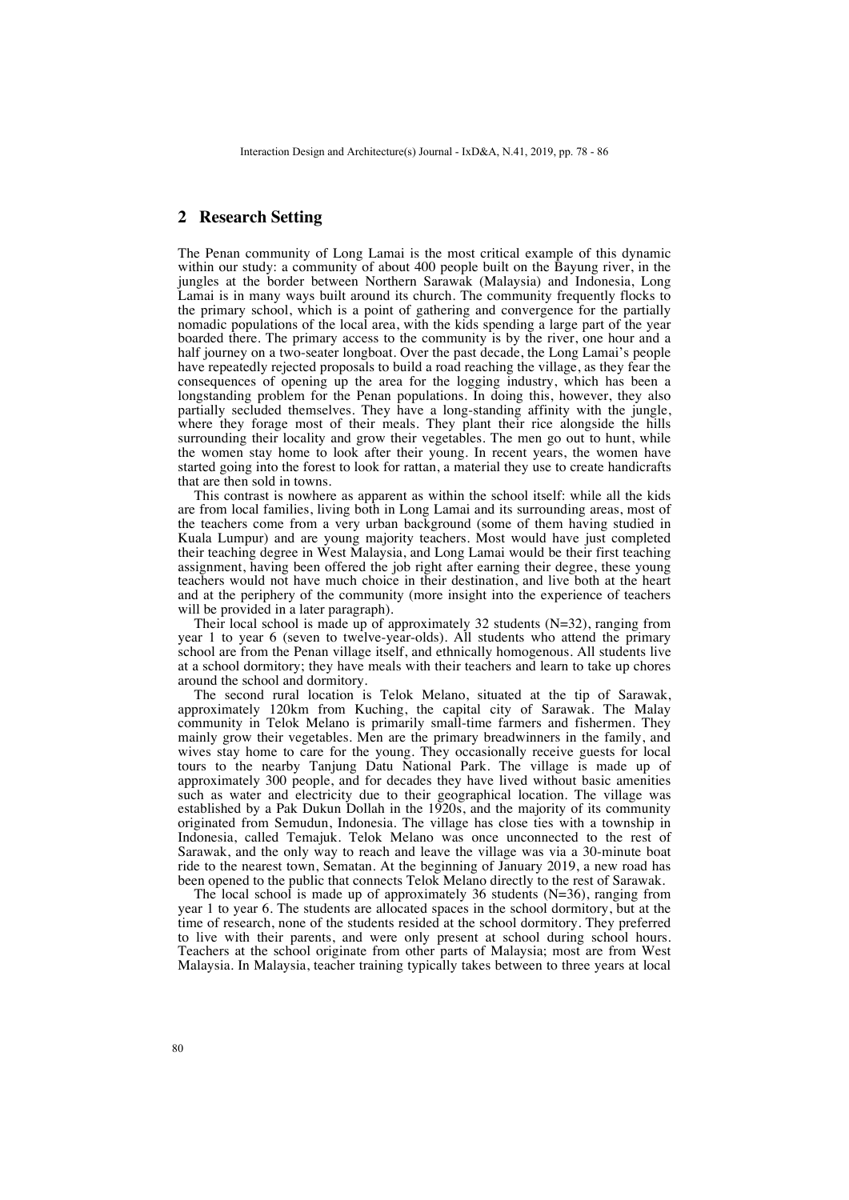## 2 Research Setting

The Penan community of Long Lamai is the most critical example of this dynamic within our study: a community of about 400 people built on the Bayung river, in the jungles at the border between Northern Sarawak (Malaysia) and Indonesia, Long Lamai is in many ways built around its church. The community frequently flocks to the primary school, which is a point of gathering and convergence for the partially nomadic populations of the local area, with the kids spending a large part of the year boarded there. The primary access to the community is by the river, one hour and a half journey on a two-seater longboat. Over the past decade, the Long Lamai's people have repeatedly rejected proposals to build a road reaching the village, as they fear the consequences of opening up the area for the logging industry, which has been a longstanding problem for the Penan populations. In doing this, however, they also partially secluded themselves. They have a long-standing affinity with the jungle, where they forage most of their meals. They plant their rice alongside the hills surrounding their locality and grow their vegetables. The men go out to hunt, while the women stay home to look after their young. In recent years, the women have started going into the forest to look for rattan, a material they use to create handicrafts that are then sold in towns.

This contrast is nowhere as apparent as within the school itself: while all the kids are from local families, living both in Long Lamai and its surrounding areas, most of the teachers come from a very urban background (some of them having studied in Kuala Lumpur) and are young majority teachers. Most would have just completed their teaching degree in West Malaysia, and Long Lamai would be their first teaching assignment, having been offered the job right after earning their degree, these young teachers would not have much choice in their destination, and live both at the heart and at the periphery of the community (more insight into the experience of teachers will be provided in a later paragraph).

Their local school is made up of approximately 32 students (N=32), ranging from year 1 to year 6 (seven to twelve-year-olds). All students who attend the primary school are from the Penan village itself, and ethnically homogenous. All students live at a school dormitory; they have meals with their teachers and learn to take up chores around the school and dormitory.

The second rural location is Telok Melano, situated at the tip of Sarawak, approximately 120km from Kuching, the capital city of Sarawak. The Malay community in Telok Melano is primarily small-time farmers and fishermen. They mainly grow their vegetables. Men are the primary breadwinners in the family, and wives stay home to care for the young. They occasionally receive guests for local tours to the nearby Tanjung Datu National Park. The village is made up of approximately 300 people, and for decades they have lived without basic amenities such as water and electricity due to their geographical location. The village was established by a Pak Dukun Dollah in the 1920s, and the majority of its community originated from Semudun, Indonesia. The village has close ties with a township in Indonesia, called Temajuk. Telok Melano was once unconnected to the rest of Sarawak, and the only way to reach and leave the village was via a 30-minute boat ride to the nearest town, Sematan. At the beginning of January 2019, a new road has been opened to the public that connects Telok Melano directly to the rest of Sarawak.

The local school is made up of approximately 36 students (N=36), ranging from year 1 to year 6. The students are allocated spaces in the school dormitory, but at the time of research, none of the students resided at the school dormitory. They preferred to live with their parents, and were only present at school during school hours. Teachers at the school originate from other parts of Malaysia; most are from West Malaysia. In Malaysia, teacher training typically takes between to three years at local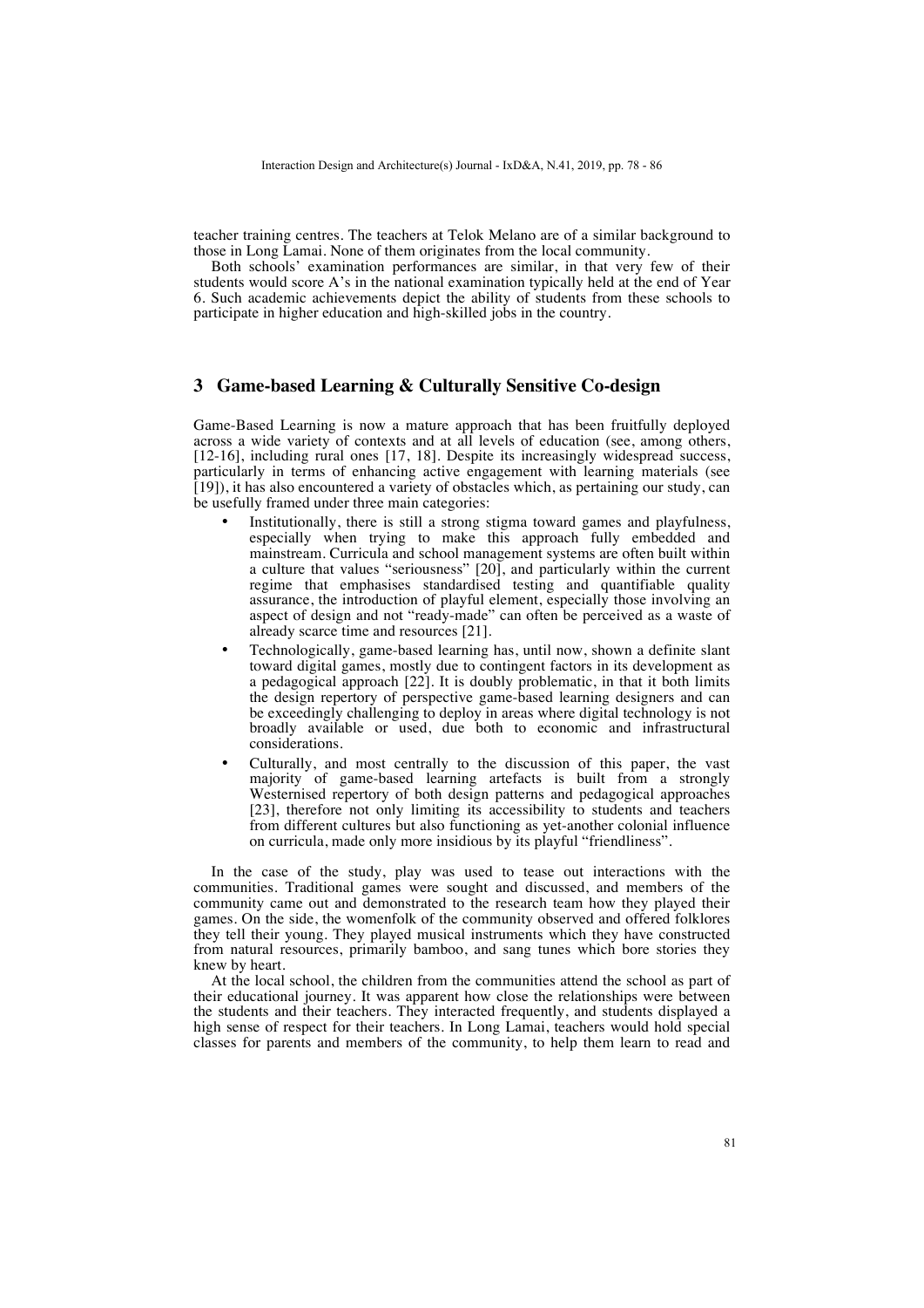teacher training centres. The teachers at Telok Melano are of a similar background to those in Long Lamai. None of them originates from the local community.

Both schools' examination performances are similar, in that very few of their students would score A's in the national examination typically held at the end of Year 6. Such academic achievements depict the ability of students from these schools to participate in higher education and high-skilled jobs in the country.

## 3 Game-based Learning & Culturally Sensitive Co-design

Game-Based Learning is now a mature approach that has been fruitfully deployed across a wide variety of contexts and at all levels of education (see, among others, [12-16], including rural ones [17, 18]. Despite its increasingly widespread success, particularly in terms of enhancing active engagement with learning materials (see [19]), it has also encountered a variety of obstacles which, as pertaining our study, can be usefully framed under three main categories:

- Institutionally, there is still a strong stigma toward games and playfulness, especially when trying to make this approach fully embedded and mainstream. Curricula and school management systems are often built within a culture that values "seriousness" [20], and particularly within the current regime that emphasises standardised testing and quantifiable quality assurance, the introduction of playful element, especially those involving an aspect of design and not "ready-made" can often be perceived as a waste of already scarce time and resources [21].
- Technologically, game-based learning has, until now, shown a definite slant toward digital games, mostly due to contingent factors in its development as a pedagogical approach [22]. It is doubly problematic, in that it both limits the design repertory of perspective game-based learning designers and can be exceedingly challenging to deploy in areas where digital technology is not broadly available or used, due both to economic and infrastructural considerations.
- Culturally, and most centrally to the discussion of this paper, the vast majority of game-based learning artefacts is built from a strongly Westernised repertory of both design patterns and pedagogical approaches [23], therefore not only limiting its accessibility to students and teachers from different cultures but also functioning as yet-another colonial influence on curricula, made only more insidious by its playful "friendliness".

In the case of the study, play was used to tease out interactions with the communities. Traditional games were sought and discussed, and members of the community came out and demonstrated to the research team how they played their games. On the side, the womenfolk of the community observed and offered folklores they tell their young. They played musical instruments which they have constructed from natural resources, primarily bamboo, and sang tunes which bore stories they knew by heart.

At the local school, the children from the communities attend the school as part of their educational journey. It was apparent how close the relationships were between the students and their teachers. They interacted frequently, and students displayed a high sense of respect for their teachers. In Long Lamai, teachers would hold special classes for parents and members of the community, to help them learn to read and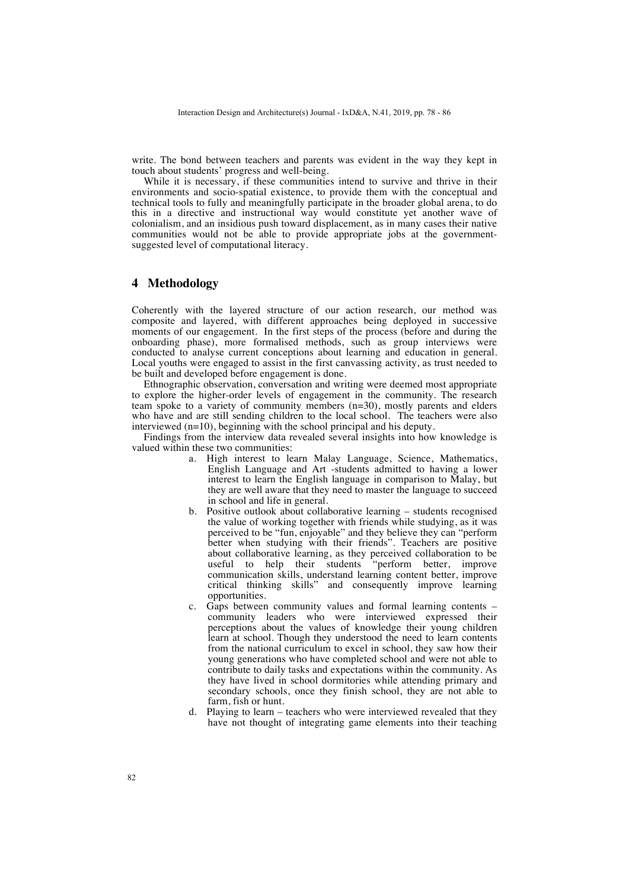write. The bond between teachers and parents was evident in the way they kept in touch about students' progress and well-being.

While it is necessary, if these communities intend to survive and thrive in their environments and socio-spatial existence, to provide them with the conceptual and technical tools to fully and meaningfully participate in the broader global arena, to do this in a directive and instructional way would constitute yet another wave of colonialism, and an insidious push toward displacement, as in many cases their native communities would not be able to provide appropriate jobs at the government-suggested level of computational literacy.

## 4 Methodology

Coherently with the layered structure of our action research, our method was composite and layered, with different approaches being deployed in successive moments of our engagement. In the first steps of the process (before and during the onboarding phase), more formalised methods, such as group interviews were conducted to analyse current conceptions about learning and education in general. Local youths were engaged to assist in the first canvassing activity, as trust needed to be built and developed before engagement is done.

Ethnographic observation, conversation and writing were deemed most appropriate to explore the higher-order levels of engagement in the community. The research team spoke to a variety of community members (n=30), mostly parents and elders who have and are still sending children to the local school. The teachers were also interviewed (n=10), beginning with the school principal and his deputy.

Findings from the interview data revealed several insights into how knowledge is valued within these two communities:

a. High interest to learn Malay Language, Science, Mathematics, English Language and Art -students admitted to having a lower interest to learn the English language in comparison to Malay, but they are well aware that they need to master the language to succeed in school and life in general.
b. Positive outlook about collaborative learning – students recognised the value of working together with friends while studying, as it was perceived to be "fun, enjoyable" and they believe they can "perform better when studying with their friends". Teachers are positive about collaborative learning, as they perceived collaboration to be useful to help their students "perform better, improve communication skills, understand learning content better, improve critical thinking skills" and consequently improve learning opportunities.
c. Gaps between community values and formal learning contents – community leaders who were interviewed expressed their perceptions about the values of knowledge their young children learn at school. Though they understood the need to learn contents from the national curriculum to excel in school, they saw how their young generations who have completed school and were not able to contribute to daily tasks and expectations within the community. As they have lived in school dormitories while attending primary and secondary schools, once they finish school, they are not able to farm, fish or hunt.
d. Playing to learn – teachers who were interviewed revealed that they have not thought of integrating game elements into their teaching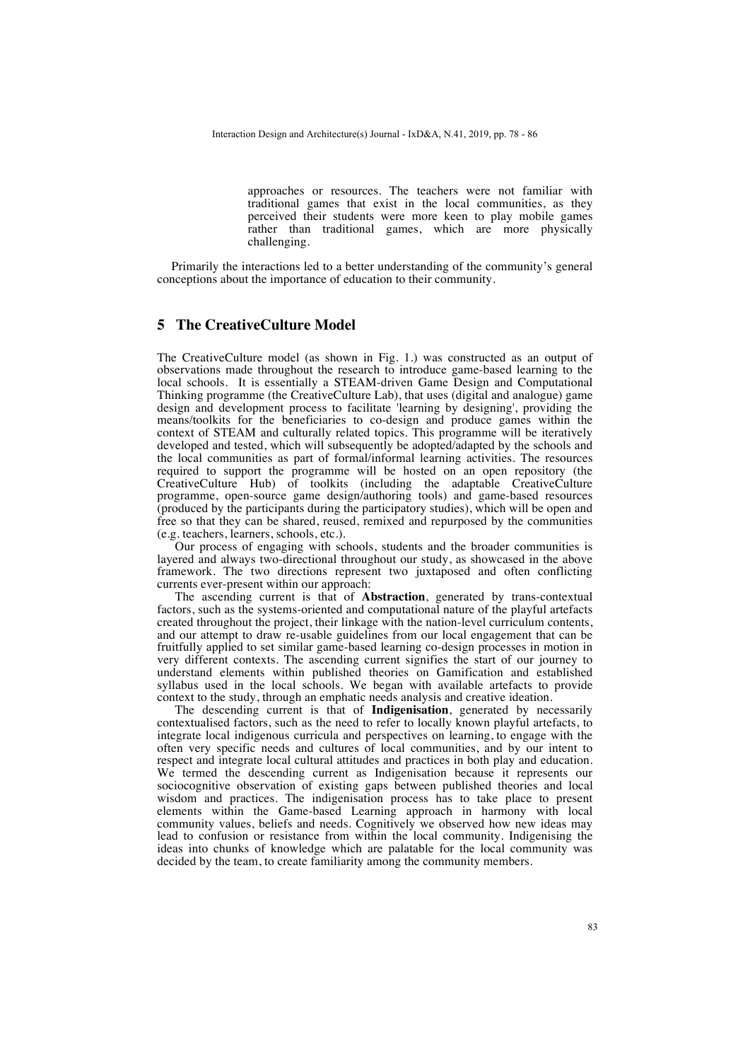approaches or resources. The teachers were not familiar with traditional games that exist in the local communities, as they perceived their students were more keen to play mobile games rather than traditional games, which are more physically challenging.

Primarily the interactions led to a better understanding of the community's general conceptions about the importance of education to their community.

## 5 The CreativeCulture Model

The CreativeCulture model (as shown in Fig. 1.) was constructed as an output of observations made throughout the research to introduce game-based learning to the local schools. It is essentially a STEAM-driven Game Design and Computational Thinking programme (the CreativeCulture Lab), that uses (digital and analogue) game design and development process to facilitate 'learning by designing', providing the means/toolkits for the beneficiaries to co-design and produce games within the context of STEAM and culturally related topics. This programme will be iteratively developed and tested, which will subsequently be adopted/adapted by the schools and the local communities as part of formal/informal learning activities. The resources required to support the programme will be hosted on an open repository (the CreativeCulture Hub) of toolkits (including the adaptable CreativeCulture programme, open-source game design/authoring tools) and game-based resources (produced by the participants during the participatory studies), which will be open and free so that they can be shared, reused, remixed and repurposed by the communities (e.g. teachers, learners, schools, etc.).

Our process of engaging with schools, students and the broader communities is layered and always two-directional throughout our study, as showcased in the above framework. The two directions represent two juxtaposed and often conflicting currents ever-present within our approach:

The ascending current is that of **Abstraction**, generated by trans-contextual factors, such as the systems-oriented and computational nature of the playful artefacts created throughout the project, their linkage with the nation-level curriculum contents, and our attempt to draw re-usable guidelines from our local engagement that can be fruitfully applied to set similar game-based learning co-design processes in motion in very different contexts. The ascending current signifies the start of our journey to understand elements within published theories on Gamification and established syllabus used in the local schools. We began with available artefacts to provide context to the study, through an emphatic needs analysis and creative ideation.

The descending current is that of **Indigenisation**, generated by necessarily contextualised factors, such as the need to refer to locally known playful artefacts, to integrate local indigenous curricula and perspectives on learning, to engage with the often very specific needs and cultures of local communities, and by our intent to respect and integrate local cultural attitudes and practices in both play and education. We termed the descending current as Indigenisation because it represents our sociocognitive observation of existing gaps between published theories and local wisdom and practices. The indigenisation process has to take place to present elements within the Game-based Learning approach in harmony with local community values, beliefs and needs. Cognitively we observed how new ideas may lead to confusion or resistance from within the local community. Indigenising the ideas into chunks of knowledge which are palatable for the local community was decided by the team, to create familiarity among the community members.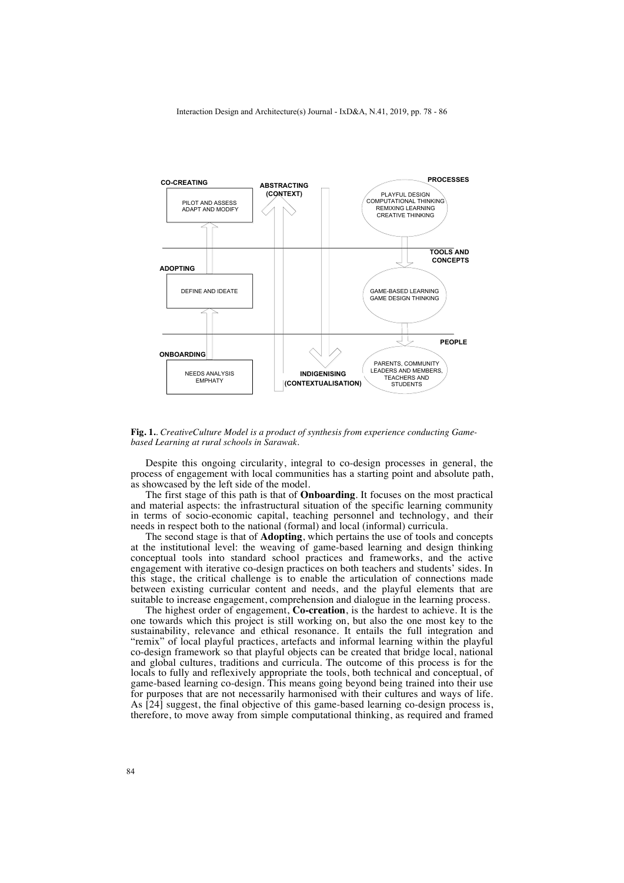**Fig. 1.**. *CreativeCulture Model is a product of synthesis from experience conducting Game-based Learning at rural schools in Sarawak.*

Despite this ongoing circularity, integral to co-design processes in general, the process of engagement with local communities has a starting point and absolute path, as showcased by the left side of the model.

The first stage of this path is that of **Onboarding**. It focuses on the most practical and material aspects: the infrastructural situation of the specific learning community in terms of socio-economic capital, teaching personnel and technology, and their needs in respect both to the national (formal) and local (informal) curricula.

The second stage is that of **Adopting**, which pertains the use of tools and concepts at the institutional level: the weaving of game-based learning and design thinking conceptual tools into standard school practices and frameworks, and the active engagement with iterative co-design practices on both teachers and students' sides. In this stage, the critical challenge is to enable the articulation of connections made between existing curricular content and needs, and the playful elements that are suitable to increase engagement, comprehension and dialogue in the learning process.

The highest order of engagement, **Co-creation**, is the hardest to achieve. It is the one towards which this project is still working on, but also the one most key to the sustainability, relevance and ethical resonance. It entails the full integration and "remix" of local playful practices, artefacts and informal learning within the playful co-design framework so that playful objects can be created that bridge local, national and global cultures, traditions and curricula. The outcome of this process is for the locals to fully and reflexively appropriate the tools, both technical and conceptual, of game-based learning co-design. This means going beyond being trained into their use for purposes that are not necessarily harmonised with their cultures and ways of life. As [24] suggest, the final objective of this game-based learning co-design process is, therefore, to move away from simple computational thinking, as required and framed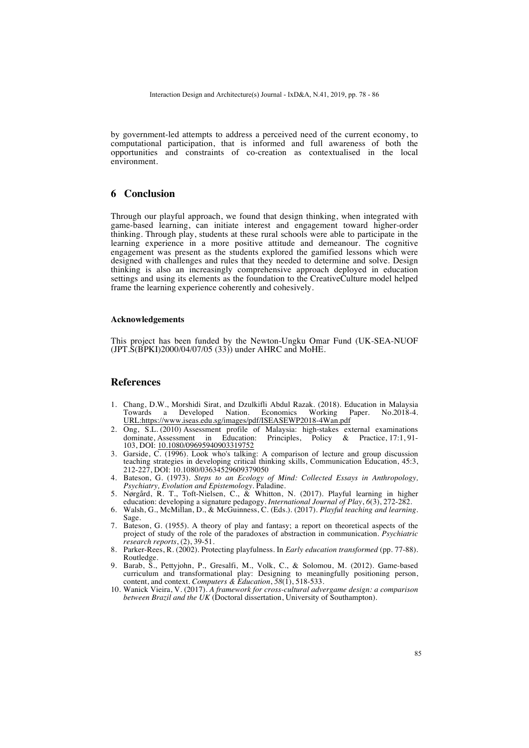by government-led attempts to address a perceived need of the current economy, to computational participation, that is informed and full awareness of both the opportunities and constraints of co-creation as contextualised in the local environment.

## 6 Conclusion

Through our playful approach, we found that design thinking, when integrated with game-based learning, can initiate interest and engagement toward higher-order thinking. Through play, students at these rural schools were able to participate in the learning experience in a more positive attitude and demeanour. The cognitive engagement was present as the students explored the gamified lessons which were designed with challenges and rules that they needed to determine and solve. Design thinking is also an increasingly comprehensive approach deployed in education settings and using its elements as the foundation to the CreativeCulture model helped frame the learning experience coherently and cohesively.

#### Acknowledgements

This project has been funded by the Newton-Ungku Omar Fund (UK-SEA-NUOF (JPT.S(BPKI)2000/04/07/05 (33)) under AHRC and MoHE.

## References

1. Chang, D.W., Morshidi Sirat, and Dzulkifli Abdul Razak. (2018). Education in Malaysia Towards a Developed Nation. Economics Working Paper. No.2018-4. URL:https://www.iseas.edu.sg/images/pdf/ISEASEWP2018-4Wan.pdf
2. Ong, S.L. (2010) Assessment profile of Malaysia: high-stakes external examinations dominate, Assessment in Education: Principles, Policy & Practice, 17:1, 91-103, DOI: 10.1080/09695940903319752
3. Garside, C. (1996). Look who's talking: A comparison of lecture and group discussion teaching strategies in developing critical thinking skills, Communication Education, 45:3, 212-227, DOI: 10.1080/03634529609379050
4. Bateson, G. (1973). *Steps to an Ecology of Mind: Collected Essays in Anthropology, Psychiatry, Evolution and Epistemology*. Paladine.
5. Nørgård, R. T., Toft-Nielsen, C., & Whitton, N. (2017). Playful learning in higher education: developing a signature pedagogy. *International Journal of Play*, *6*(3), 272-282.
6. Walsh, G., McMillan, D., & McGuinness, C. (Eds.). (2017). *Playful teaching and learning*. Sage.
7. Bateson, G. (1955). A theory of play and fantasy; a report on theoretical aspects of the project of study of the role of the paradoxes of abstraction in communication. *Psychiatric research reports*, (2), 39-51.
8. Parker-Rees, R. (2002). Protecting playfulness. In *Early education transformed* (pp. 77-88). Routledge.
9. Barab, S., Pettyjohn, P., Gresalfi, M., Volk, C., & Solomou, M. (2012). Game-based curriculum and transformational play: Designing to meaningfully positioning person, content, and context. *Computers & Education*, *58*(1), 518-533.
10. Wanick Vieira, V. (2017). *A framework for cross-cultural advergame design: a comparison between Brazil and the UK* (Doctoral dissertation, University of Southampton).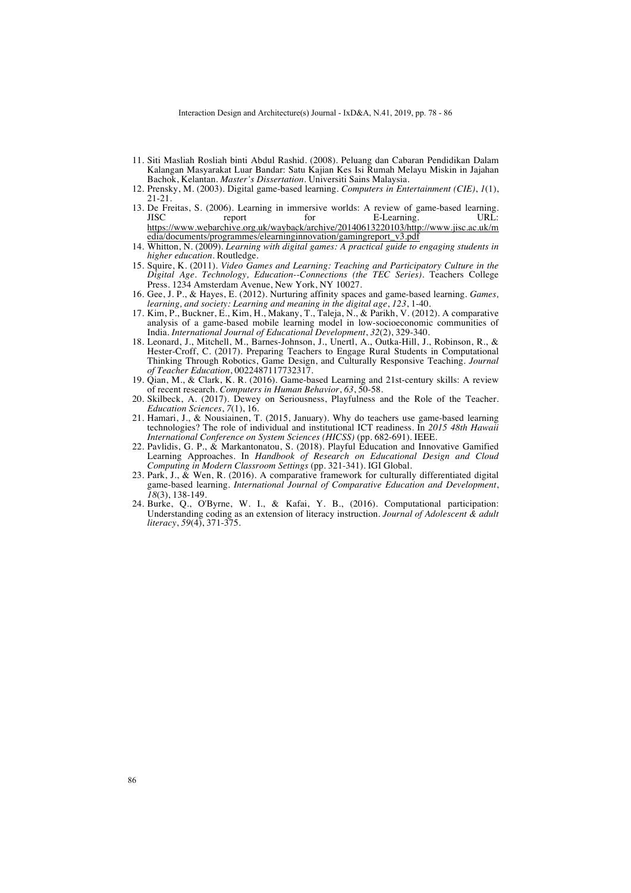11. Siti Masliah Rosliah binti Abdul Rashid. (2008). Peluang dan Cabaran Pendidikan Dalam Kalangan Masyarakat Luar Bandar: Satu Kajian Kes Isi Rumah Melayu Miskin in Jajahan Bachok, Kelantan. *Master's Dissertation*. Universiti Sains Malaysia.
12. Prensky, M. (2003). Digital game-based learning. *Computers in Entertainment (CIE)*, *1*(1), 21-21.
13. De Freitas, S. (2006). Learning in immersive worlds: A review of game-based learning. JISC report for E-Learning. URL: https://www.webarchive.org.uk/wayback/archive/20140613220103/http://www.jisc.ac.uk/media/documents/programmes/elearninginnovation/gamingreport_v3.pdf
14. Whitton, N. (2009). *Learning with digital games: A practical guide to engaging students in higher education*. Routledge.
15. Squire, K. (2011). *Video Games and Learning: Teaching and Participatory Culture in the Digital Age. Technology, Education--Connections (the TEC Series)*. Teachers College Press. 1234 Amsterdam Avenue, New York, NY 10027.
16. Gee, J. P., & Hayes, E. (2012). Nurturing affinity spaces and game-based learning. *Games, learning, and society: Learning and meaning in the digital age*, *123*, 1-40.
17. Kim, P., Buckner, E., Kim, H., Makany, T., Taleja, N., & Parikh, V. (2012). A comparative analysis of a game-based mobile learning model in low-socioeconomic communities of India. *International Journal of Educational Development*, *32*(2), 329-340.
18. Leonard, J., Mitchell, M., Barnes-Johnson, J., Unertl, A., Outka-Hill, J., Robinson, R., & Hester-Croff, C. (2017). Preparing Teachers to Engage Rural Students in Computational Thinking Through Robotics, Game Design, and Culturally Responsive Teaching. *Journal of Teacher Education*, 0022487117732317.
19. Qian, M., & Clark, K. R. (2016). Game-based Learning and 21st-century skills: A review of recent research. *Computers in Human Behavior*, *63*, 50-58.
20. Skilbeck, A. (2017). Dewey on Seriousness, Playfulness and the Role of the Teacher. *Education Sciences*, *7*(1), 16.
21. Hamari, J., & Nousiainen, T. (2015, January). Why do teachers use game-based learning technologies? The role of individual and institutional ICT readiness. In *2015 48th Hawaii International Conference on System Sciences (HICSS)* (pp. 682-691). IEEE.
22. Pavlidis, G. P., & Markantonatou, S. (2018). Playful Education and Innovative Gamified Learning Approaches. In *Handbook of Research on Educational Design and Cloud Computing in Modern Classroom Settings* (pp. 321-341). IGI Global.
23. Park, J., & Wen, R. (2016). A comparative framework for culturally differentiated digital game-based learning. *International Journal of Comparative Education and Development*, *18*(3), 138-149.
24. Burke, Q., O'Byrne, W. I., & Kafai, Y. B., (2016). Computational participation: Understanding coding as an extension of literacy instruction. *Journal of Adolescent & adult literacy*, *59*(4), 371-375.